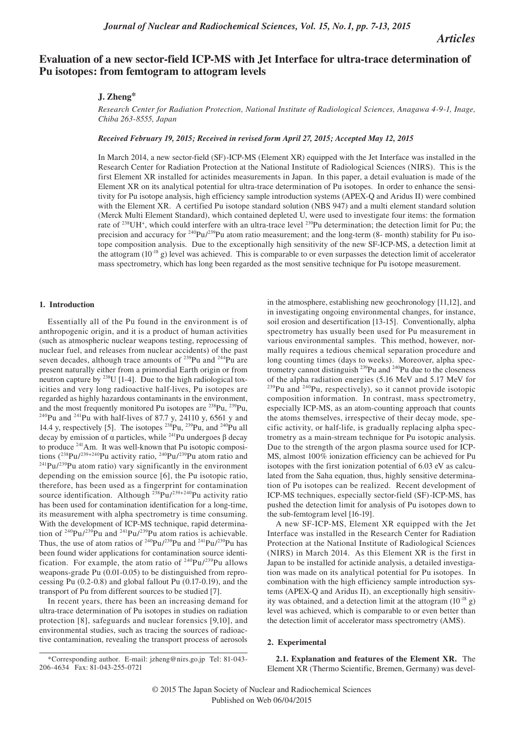*Articles*

# Evaluation of a new sector-field ICP-MS with Jet Interface for ultra-trace determination of Pu isotopes: from femtogram to attogram levels

**J. Zheng***

*Research Center for Radiation Protection, National Institute of Radiological Sciences, Anagawa 4-9-1, Inage, Chiba 263-8555, Japan*

***Received February 19, 2015; Received in revised form April 27, 2015; Accepted May 12, 2015***

In March 2014, a new sector-field (SF)-ICP-MS (Element XR) equipped with the Jet Interface was installed in the Research Center for Radiation Protection at the National Institute of Radiological Sciences (NIRS). This is the first Element XR installed for actinides measurements in Japan. In this paper, a detail evaluation is made of the Element XR on its analytical potential for ultra-trace determination of Pu isotopes. In order to enhance the sensitivity for Pu isotope analysis, high efficiency sample introduction systems (APEX-Q and Aridus II) were combined with the Element XR. A certified Pu isotope standard solution (NBS 947) and a multi element standard solution (Merck Multi Element Standard), which contained depleted U, were used to investigate four items: the formation rate of $^{238}UH^+$, which could interfere with an ultra-trace level $^{239}Pu$ determination; the detection limit for Pu; the precision and accuracy for $^{240}Pu/^{239}Pu$ atom ratio measurement; and the long-term (8- month) stability for Pu isotope composition analysis. Due to the exceptionally high sensitivity of the new SF-ICP-MS, a detection limit at the attogram ($10^{-18}$ g) level was achieved. This is comparable to or even surpasses the detection limit of accelerator mass spectrometry, which has long been regarded as the most sensitive technique for Pu isotope measurement.

## 1. Introduction

Essentially all of the Pu found in the environment is of anthropogenic origin, and it is a product of human activities (such as atmospheric nuclear weapons testing, reprocessing of nuclear fuel, and releases from nuclear accidents) of the past seven decades, although trace amounts of $^{239}Pu$ and $^{244}Pu$ are present naturally either from a primordial Earth origin or from neutron capture by $^{238}U$ [1-4]. Due to the high radiological toxicities and very long radioactive half-lives, Pu isotopes are regarded as highly hazardous contaminants in the environment, and the most frequently monitored Pu isotopes are $^{238}Pu$, $^{239}Pu$, $^{240}Pu$ and $^{241}Pu$ with half-lives of 87.7 y, 24110 y, 6561 y and 14.4 y, respectively [5]. The isotopes $^{238}Pu$, $^{239}Pu$, and $^{240}Pu$ all decay by emission of α particles, while $^{241}Pu$ undergoes β decay to produce $^{241}Am$. It was well-known that Pu isotopic compositions ($^{238}Pu/^{239+240}Pu$ activity ratio, $^{240}Pu/^{239}Pu$ atom ratio and $^{241}Pu/^{239}Pu$ atom ratio) vary significantly in the environment depending on the emission source [6], the Pu isotopic ratio, therefore, has been used as a fingerprint for contamination source identification. Although $^{238}Pu/^{239+240}Pu$ activity ratio has been used for contamination identification for a long-time, its measurement with alpha spectrometry is time consuming. With the development of ICP-MS technique, rapid determination of $^{240}Pu/^{239}Pu$ and $^{241}Pu/^{239}Pu$ atom ratios is achievable. Thus, the use of atom ratios of $^{240}Pu/^{239}Pu$ and $^{241}Pu/^{239}Pu$ has been found wider applications for contamination source identification. For example, the atom ratio of $^{240}Pu/^{239}Pu$ allows weapons-grade Pu (0.01-0.05) to be distinguished from reprocessing Pu (0.2-0.8) and global fallout Pu (0.17-0.19), and the transport of Pu from different sources to be studied [7].

In recent years, there has been an increasing demand for ultra-trace determination of Pu isotopes in studies on radiation protection [8], safeguards and nuclear forensics [9,10], and environmental studies, such as tracing the sources of radioactive contamination, revealing the transport process of aerosols in the atmosphere, establishing new geochronology [11,12], and in investigating ongoing environmental changes, for instance, soil erosion and desertification [13-15]. Conventionally, alpha spectrometry has usually been used for Pu measurement in various environmental samples. This method, however, normally requires a tedious chemical separation procedure and long counting times (days to weeks). Moreover, alpha spectrometry cannot distinguish $^{239}Pu$ and $^{240}Pu$ due to the closeness of the alpha radiation energies (5.16 MeV and 5.17 MeV for $^{239}Pu$ and $^{240}Pu$, respectively), so it cannot provide isotopic composition information. In contrast, mass spectrometry, especially ICP-MS, as an atom-counting approach that counts the atoms themselves, irrespective of their decay mode, specific activity, or half-life, is gradually replacing alpha spectrometry as a main-stream technique for Pu isotopic analysis. Due to the strength of the argon plasma source used for ICP-MS, almost 100% ionization efficiency can be achieved for Pu isotopes with the first ionization potential of 6.03 eV as calculated from the Saha equation, thus, highly sensitive determination of Pu isotopes can be realized. Recent development of ICP-MS techniques, especially sector-field (SF)-ICP-MS, has pushed the detection limit for analysis of Pu isotopes down to the sub-femtogram level [16-19].

A new SF-ICP-MS, Element XR equipped with the Jet Interface was installed in the Research Center for Radiation Protection at the National Institute of Radiological Sciences (NIRS) in March 2014. As this Element XR is the first in Japan to be installed for actinide analysis, a detailed investigation was made on its analytical potential for Pu isotopes. In combination with the high efficiency sample introduction systems (APEX-Q and Aridus II), an exceptionally high sensitivity was obtained, and a detection limit at the attogram ($10^{-18}$ g) level was achieved, which is comparable to or even better than the detection limit of accelerator mass spectrometry (AMS).

## 2. Experimental

**2.1. Explanation and features of the Element XR.** The Element XR (Thermo Scientific, Bremen, Germany) was devel-

*Corresponding author. E-mail: jzheng@nirs.go.jp Tel: 81-043-206-4634 Fax: 81-043-255-0721

© 2015 The Japan Society of Nuclear and Radiochemical Sciences
Published on Web 06/04/2015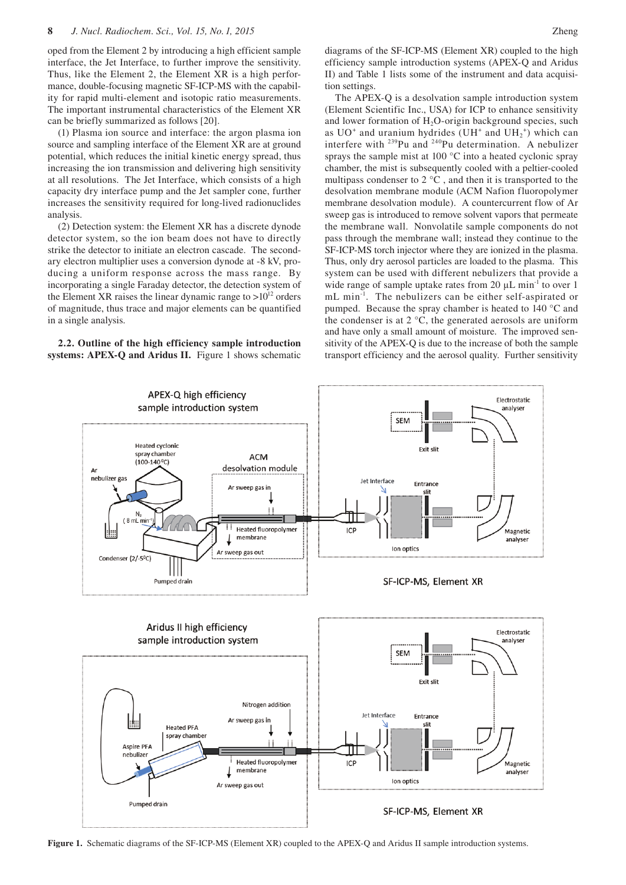oped from the Element 2 by introducing a high efficient sample interface, the Jet Interface, to further improve the sensitivity. Thus, like the Element 2, the Element XR is a high performance, double-focusing magnetic SF-ICP-MS with the capability for rapid multi-element and isotopic ratio measurements. The important instrumental characteristics of the Element XR can be briefly summarized as follows [20].

(1) Plasma ion source and interface: the argon plasma ion source and sampling interface of the Element XR are at ground potential, which reduces the initial kinetic energy spread, thus increasing the ion transmission and delivering high sensitivity at all resolutions. The Jet Interface, which consists of a high capacity dry interface pump and the Jet sampler cone, further increases the sensitivity required for long-lived radionuclides analysis.

(2) Detection system: the Element XR has a discrete dynode detector system, so the ion beam does not have to directly strike the detector to initiate an electron cascade. The secondary electron multiplier uses a conversion dynode at -8 kV, producing a uniform response across the mass range. By incorporating a single Faraday detector, the detection system of the Element XR raises the linear dynamic range to $>10^{12}$ orders of magnitude, thus trace and major elements can be quantified in a single analysis.

**2.2. Outline of the high efficiency sample introduction systems: APEX-Q and Aridus II.** Figure 1 shows schematic diagrams of the SF-ICP-MS (Element XR) coupled to the high efficiency sample introduction systems (APEX-Q and Aridus II) and Table 1 lists some of the instrument and data acquisition settings.

The APEX-Q is a desolvation sample introduction system (Element Scientific Inc., USA) for ICP to enhance sensitivity and lower formation of $H_2O$-origin background species, such as $UO^+$ and uranium hydrides ($UH^+$ and $UH_2^+$) which can interfere with $^{239}$Pu and $^{240}$Pu determination. A nebulizer sprays the sample mist at 100 °C into a heated cyclonic spray chamber, the mist is subsequently cooled with a peltier-cooled multipass condenser to 2 °C , and then it is transported to the desolvation membrane module (ACM Nafion fluoropolymer membrane desolvation module). A countercurrent flow of Ar sweep gas is introduced to remove solvent vapors that permeate the membrane wall. Nonvolatile sample components do not pass through the membrane wall; instead they continue to the SF-ICP-MS torch injector where they are ionized in the plasma. Thus, only dry aerosol particles are loaded to the plasma. This system can be used with different nebulizers that provide a wide range of sample uptake rates from 20 µL min$^{-1}$ to over 1 mL min$^{-1}$. The nebulizers can be either self-aspirated or pumped. Because the spray chamber is heated to 140 °C and the condenser is at 2 °C, the generated aerosols are uniform and have only a small amount of moisture. The improved sensitivity of the APEX-Q is due to the increase of both the sample transport efficiency and the aerosol quality. Further sensitivity

**Figure 1.** Schematic diagrams of the SF-ICP-MS (Element XR) coupled to the APEX-Q and Aridus II sample introduction systems.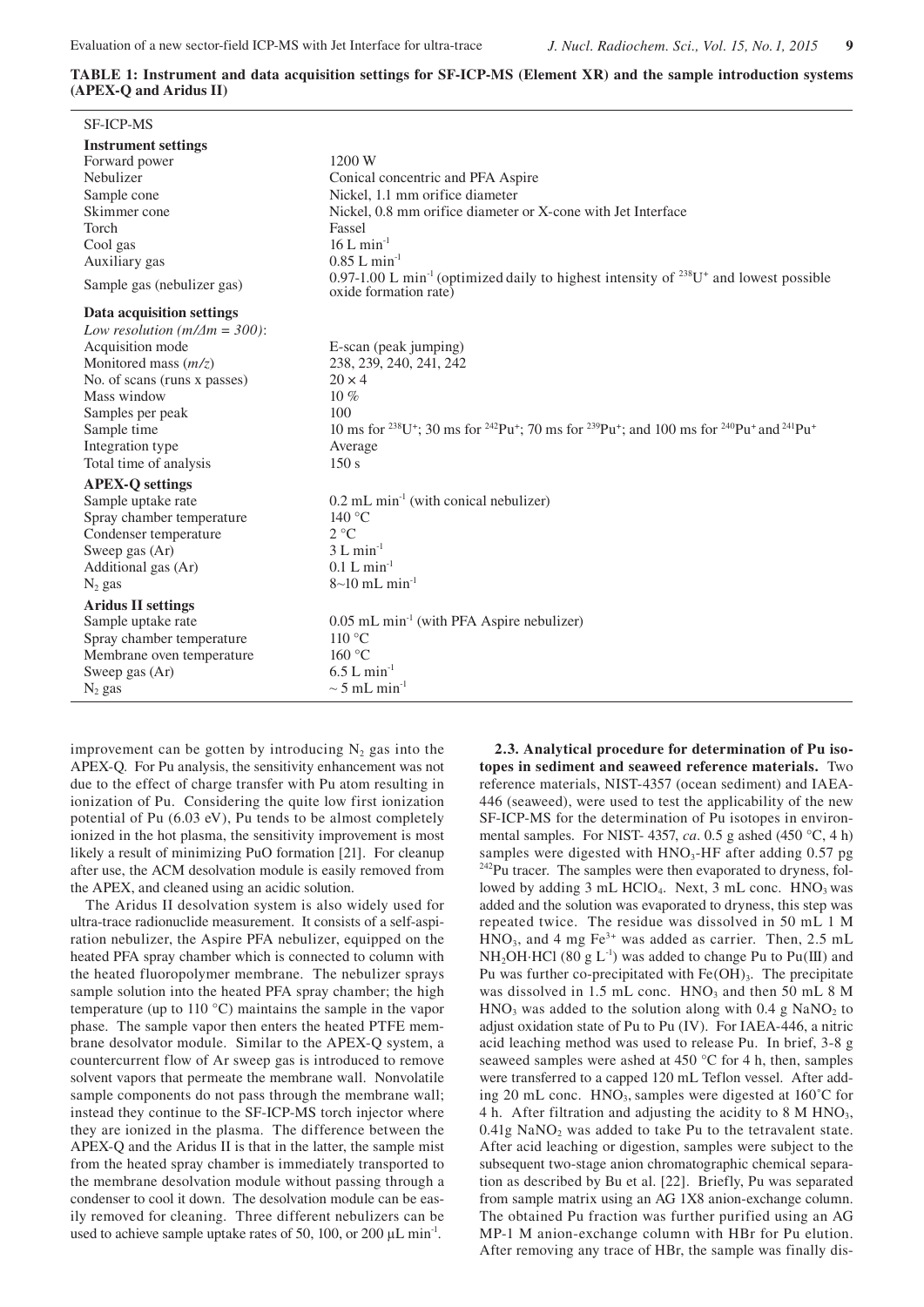**TABLE 1: Instrument and data acquisition settings for SF-ICP-MS (Element XR) and the sample introduction systems (APEX-Q and Aridus II)**

| SF-ICP-MS | |
|---|---|
| **Instrument settings** | |
| Forward power | 1200 W |
| Nebulizer | Conical concentric and PFA Aspire |
| Sample cone | Nickel, 1.1 mm orifice diameter |
| Skimmer cone | Nickel, 0.8 mm orifice diameter or X-cone with Jet Interface |
| Torch | Fassel |
| Cool gas | 16 L $min^{-1}$ |
| Auxiliary gas | 0.85 L $min^{-1}$ |
| Sample gas (nebulizer gas) | 0.97-1.00 L $min^{-1}$ (optimized daily to highest intensity of $^{238}U^+$ and lowest possible oxide formation rate) |
| **Data acquisition settings** | |
| *Low resolution ($m/\Delta m = 300$)*: | |
| Acquisition mode | E-scan (peak jumping) |
| Monitored mass ($m/z$) | 238, 239, 240, 241, 242 |
| No. of scans (runs x passes) | $20 \times 4$ |
| Mass window | 10 % |
| Samples per peak | 100 |
| Sample time | 10 ms for $^{238}U^+$; 30 ms for $^{242}Pu^+$; 70 ms for $^{239}Pu^+$; and 100 ms for $^{240}Pu^+$ and $^{241}Pu^+$ |
| Integration type | Average |
| Total time of analysis | 150 s |
| **APEX-Q settings** | |
| Sample uptake rate | 0.2 mL $min^{-1}$ (with conical nebulizer) |
| Spray chamber temperature | 140 °C |
| Condenser temperature | 2 °C |
| Sweep gas (Ar) | 3 L $min^{-1}$ |
| Additional gas (Ar) | 0.1 L $min^{-1}$ |
| $N_2$ gas | 8~10 mL $min^{-1}$ |
| **Aridus II settings** | |
| Sample uptake rate | 0.05 mL $min^{-1}$ (with PFA Aspire nebulizer) |
| Spray chamber temperature | 110 °C |
| Membrane oven temperature | 160 °C |
| Sweep gas (Ar) | 6.5 L $min^{-1}$ |
| $N_2$ gas | ~ 5 mL $min^{-1}$ |

improvement can be gotten by introducing $N_2$ gas into the APEX-Q. For Pu analysis, the sensitivity enhancement was not due to the effect of charge transfer with Pu atom resulting in ionization of Pu. Considering the quite low first ionization potential of Pu (6.03 eV), Pu tends to be almost completely ionized in the hot plasma, the sensitivity improvement is most likely a result of minimizing PuO formation [21]. For cleanup after use, the ACM desolvation module is easily removed from the APEX, and cleaned using an acidic solution.

The Aridus II desolvation system is also widely used for ultra-trace radionuclide measurement. It consists of a self-aspiration nebulizer, the Aspire PFA nebulizer, equipped on the heated PFA spray chamber which is connected to column with the heated fluoropolymer membrane. The nebulizer sprays sample solution into the heated PFA spray chamber; the high temperature (up to 110 °C) maintains the sample in the vapor phase. The sample vapor then enters the heated PTFE membrane desolvator module. Similar to the APEX-Q system, a countercurrent flow of Ar sweep gas is introduced to remove solvent vapors that permeate the membrane wall. Nonvolatile sample components do not pass through the membrane wall; instead they continue to the SF-ICP-MS torch injector where they are ionized in the plasma. The difference between the APEX-Q and the Aridus II is that in the latter, the sample mist from the heated spray chamber is immediately transported to the membrane desolvation module without passing through a condenser to cool it down. The desolvation module can be easily removed for cleaning. Three different nebulizers can be used to achieve sample uptake rates of 50, 100, or 200 μL $min^{-1}$.

**2.3. Analytical procedure for determination of Pu isotopes in sediment and seaweed reference materials.** Two reference materials, NIST-4357 (ocean sediment) and IAEA-446 (seaweed), were used to test the applicability of the new SF-ICP-MS for the determination of Pu isotopes in environmental samples. For NIST- 4357, *ca*. 0.5 g ashed (450 °C, 4 h) samples were digested with $HNO_3$-HF after adding 0.57 pg $^{242}$Pu tracer. The samples were then evaporated to dryness, followed by adding 3 mL $HClO_4$. Next, 3 mL conc. $HNO_3$ was added and the solution was evaporated to dryness, this step was repeated twice. The residue was dissolved in 50 mL 1 M $HNO_3$, and 4 mg $Fe^{3+}$ was added as carrier. Then, 2.5 mL $NH_2OH{\cdot}HCl$ (80 g $L^{-1}$) was added to change Pu to Pu(III) and Pu was further co-precipitated with $Fe(OH)_3$. The precipitate was dissolved in 1.5 mL conc. $HNO_3$ and then 50 mL 8 M $HNO_3$ was added to the solution along with 0.4 g $NaNO_2$ to adjust oxidation state of Pu to Pu (IV). For IAEA-446, a nitric acid leaching method was used to release Pu. In brief, 3-8 g seaweed samples were ashed at 450 °C for 4 h, then, samples were transferred to a capped 120 mL Teflon vessel. After adding 20 mL conc. $HNO_3$, samples were digested at 160°C for 4 h. After filtration and adjusting the acidity to 8 M $HNO_3$, 0.41g $NaNO_2$ was added to take Pu to the tetravalent state. After acid leaching or digestion, samples were subject to the subsequent two-stage anion chromatographic chemical separation as described by Bu et al. [22]. Briefly, Pu was separated from sample matrix using an AG 1X8 anion-exchange column. The obtained Pu fraction was further purified using an AG MP-1 M anion-exchange column with HBr for Pu elution. After removing any trace of HBr, the sample was finally dis-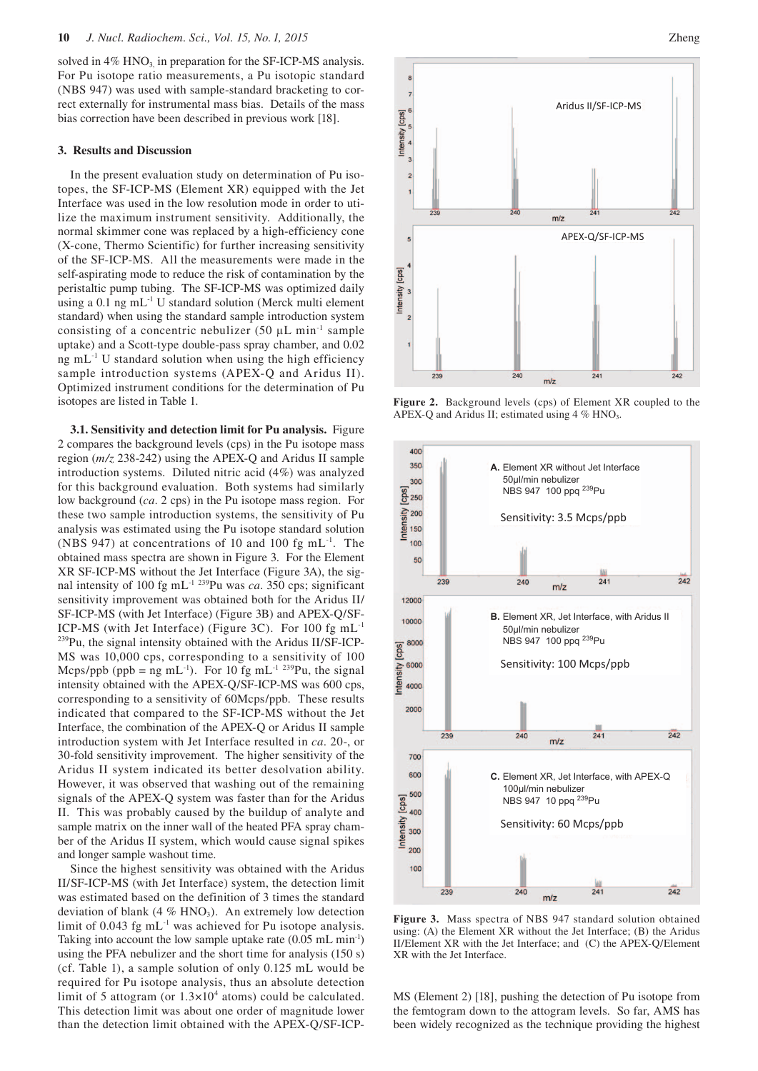solved in 4% $HNO_3$ in preparation for the SF-ICP-MS analysis. For Pu isotope ratio measurements, a Pu isotopic standard (NBS 947) was used with sample-standard bracketing to correct externally for instrumental mass bias. Details of the mass bias correction have been described in previous work [18].

## 3. Results and Discussion

In the present evaluation study on determination of Pu isotopes, the SF-ICP-MS (Element XR) equipped with the Jet Interface was used in the low resolution mode in order to utilize the maximum instrument sensitivity. Additionally, the normal skimmer cone was replaced by a high-efficiency cone (X-cone, Thermo Scientific) for further increasing sensitivity of the SF-ICP-MS. All the measurements were made in the self-aspirating mode to reduce the risk of contamination by the peristaltic pump tubing. The SF-ICP-MS was optimized daily using a 0.1 ng $mL^{-1}$ U standard solution (Merck multi element standard) when using the standard sample introduction system consisting of a concentric nebulizer (50 µL $min^{-1}$ sample uptake) and a Scott-type double-pass spray chamber, and 0.02 ng $mL^{-1}$ U standard solution when using the high efficiency sample introduction systems (APEX-Q and Aridus II). Optimized instrument conditions for the determination of Pu isotopes are listed in Table 1.

**3.1. Sensitivity and detection limit for Pu analysis.** Figure 2 compares the background levels (cps) in the Pu isotope mass region (*m/z* 238-242) using the APEX-Q and Aridus II sample introduction systems. Diluted nitric acid (4%) was analyzed for this background evaluation. Both systems had similarly low background (*ca*. 2 cps) in the Pu isotope mass region. For these two sample introduction systems, the sensitivity of Pu analysis was estimated using the Pu isotope standard solution (NBS 947) at concentrations of 10 and 100 fg $mL^{-1}$. The obtained mass spectra are shown in Figure 3. For the Element XR SF-ICP-MS without the Jet Interface (Figure 3A), the signal intensity of 100 fg $mL^{-1}$ $^{239}Pu$ was *ca*. 350 cps; significant sensitivity improvement was obtained both for the Aridus II/SF-ICP-MS (with Jet Interface) (Figure 3B) and APEX-Q/SF-ICP-MS (with Jet Interface) (Figure 3C). For 100 fg $mL^{-1}$ $^{239}Pu$, the signal intensity obtained with the Aridus II/SF-ICP-MS was 10,000 cps, corresponding to a sensitivity of 100 Mcps/ppb (ppb = ng $mL^{-1}$). For 10 fg $mL^{-1}$ $^{239}Pu$, the signal intensity obtained with the APEX-Q/SF-ICP-MS was 600 cps, corresponding to a sensitivity of 60Mcps/ppb. These results indicated that compared to the SF-ICP-MS without the Jet Interface, the combination of the APEX-Q or Aridus II sample introduction system with Jet Interface resulted in *ca*. 20-, or 30-fold sensitivity improvement. The higher sensitivity of the Aridus II system indicated its better desolvation ability. However, it was observed that washing out of the remaining signals of the APEX-Q system was faster than for the Aridus II. This was probably caused by the buildup of analyte and sample matrix on the inner wall of the heated PFA spray chamber of the Aridus II system, which would cause signal spikes and longer sample washout time.

Since the highest sensitivity was obtained with the Aridus II/SF-ICP-MS (with Jet Interface) system, the detection limit was estimated based on the definition of 3 times the standard deviation of blank (4 % $HNO_3$). An extremely low detection limit of 0.043 fg $mL^{-1}$ was achieved for Pu isotope analysis. Taking into account the low sample uptake rate (0.05 mL $min^{-1}$) using the PFA nebulizer and the short time for analysis (150 s) (cf. Table 1), a sample solution of only 0.125 mL would be required for Pu isotope analysis, thus an absolute detection limit of 5 attogram (or $1.3\times10^4$ atoms) could be calculated. This detection limit was about one order of magnitude lower than the detection limit obtained with the APEX-Q/SF-ICP-MS (Element 2) [18], pushing the detection of Pu isotope from the femtogram down to the attogram levels. So far, AMS has been widely recognized as the technique providing the highest

**Figure 2.** Background levels (cps) of Element XR coupled to the APEX-Q and Aridus II; estimated using 4 % $HNO_3$.

**Figure 3.** Mass spectra of NBS 947 standard solution obtained using: (A) the Element XR without the Jet Interface; (B) the Aridus II/Element XR with the Jet Interface; and (C) the APEX-Q/Element XR with the Jet Interface.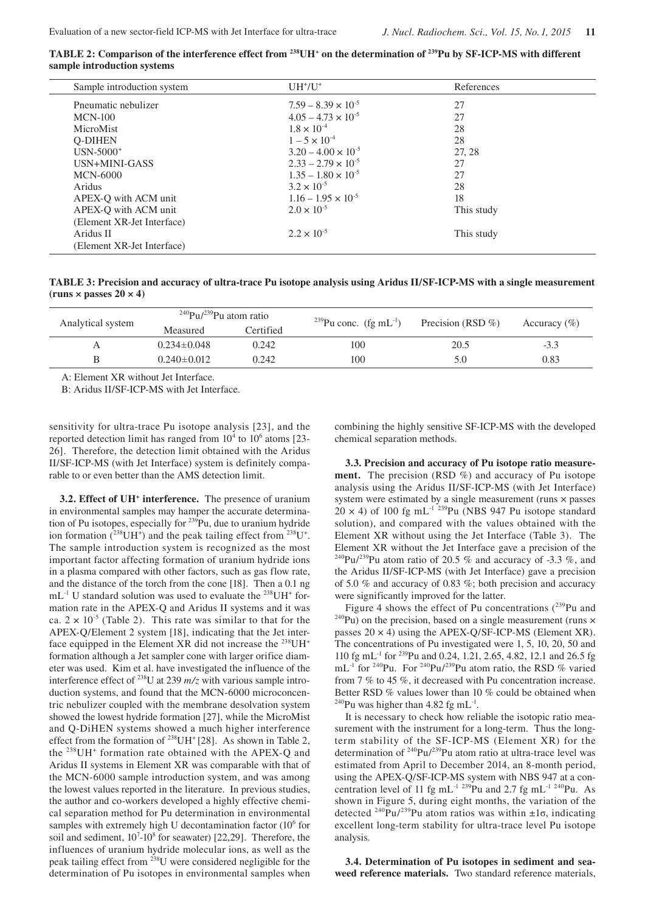**TABLE 2: Comparison of the interference effect from $^{238}UH^+$ on the determination of $^{239}Pu$ by SF-ICP-MS with different sample introduction systems**

| Sample introduction system | $UH^+/U^+$ | References |
|---|---|---|
| Pneumatic nebulizer | $7.59 - 8.39 \times 10^{-5}$ | 27 |
| MCN-100 | $4.05 - 4.73 \times 10^{-5}$ | 27 |
| MicroMist | $1.8 \times 10^{-4}$ | 28 |
| Q-DIHEN | $1 - 5 \times 10^{-4}$ | 28 |
| USN-5000+ | $3.20 - 4.00 \times 10^{-5}$ | 27, 28 |
| USN+MINI-GASS | $2.33 - 2.79 \times 10^{-5}$ | 27 |
| MCN-6000 | $1.35 - 1.80 \times 10^{-5}$ | 27 |
| Aridus | $3.2 \times 10^{-5}$ | 28 |
| APEX-Q with ACM unit | $1.16 - 1.95 \times 10^{-5}$ | 18 |
| APEX-Q with ACM unit (Element XR-Jet Interface) | $2.0 \times 10^{-5}$ | This study |
| Aridus II (Element XR-Jet Interface) | $2.2 \times 10^{-5}$ | This study |

**TABLE 3: Precision and accuracy of ultra-trace Pu isotope analysis using Aridus II/SF-ICP-MS with a single measurement (runs × passes 20 × 4)**

| Analytical system | $^{240}Pu/^{239}Pu$ atom ratio | | $^{239}Pu$ conc. (fg $mL^{-1}$) | Precision (RSD %) | Accuracy (%) |
|---|---|---|---|---|---|
| | Measured | Certified | | | |
| A | 0.234±0.048 | 0.242 | 100 | 20.5 | -3.3 |
| B | 0.240±0.012 | 0.242 | 100 | 5.0 | 0.83 |

A: Element XR without Jet Interface.

B: Aridus II/SF-ICP-MS with Jet Interface.

sensitivity for ultra-trace Pu isotope analysis [23], and the reported detection limit has ranged from $10^4$ to $10^6$ atoms [23-26]. Therefore, the detection limit obtained with the Aridus II/SF-ICP-MS (with Jet Interface) system is definitely comparable to or even better than the AMS detection limit.

**3.2. Effect of UH+ interference.** The presence of uranium in environmental samples may hamper the accurate determination of Pu isotopes, especially for $^{239}Pu$, due to uranium hydride ion formation ($^{238}UH^+$) and the peak tailing effect from $^{238}U^+$. The sample introduction system is recognized as the most important factor affecting formation of uranium hydride ions in a plasma compared with other factors, such as gas flow rate, and the distance of the torch from the cone [18]. Then a 0.1 ng $mL^{-1}$ U standard solution was used to evaluate the $^{238}UH^+$ formation rate in the APEX-Q and Aridus II systems and it was ca. $2 \times 10^{-5}$ (Table 2). This rate was similar to that for the APEX-Q/Element 2 system [18], indicating that the Jet interface equipped in the Element XR did not increase the $^{238}UH^+$ formation although a Jet sampler cone with larger orifice diameter was used. Kim et al. have investigated the influence of the interference effect of $^{238}U$ at 239 *m/z* with various sample introduction systems, and found that the MCN-6000 microconcentric nebulizer coupled with the membrane desolvation system showed the lowest hydride formation [27], while the MicroMist and Q-DiHEN systems showed a much higher interference effect from the formation of $^{238}UH^+$ [28]. As shown in Table 2, the $^{238}UH^+$ formation rate obtained with the APEX-Q and Aridus II systems in Element XR was comparable with that of the MCN-6000 sample introduction system, and was among the lowest values reported in the literature. In previous studies, the author and co-workers developed a highly effective chemical separation method for Pu determination in environmental samples with extremely high U decontamination factor ($10^6$ for soil and sediment, $10^7$-$10^8$ for seawater) [22,29]. Therefore, the influences of uranium hydride molecular ions, as well as the peak tailing effect from $^{238}U$ were considered negligible for the determination of Pu isotopes in environmental samples when combining the highly sensitive SF-ICP-MS with the developed chemical separation methods.

**3.3. Precision and accuracy of Pu isotope ratio measurement.** The precision (RSD %) and accuracy of Pu isotope analysis using the Aridus II/SF-ICP-MS (with Jet Interface) system were estimated by a single measurement (runs × passes 20 × 4) of 100 fg $mL^{-1}$ $^{239}Pu$ (NBS 947 Pu isotope standard solution), and compared with the values obtained with the Element XR without using the Jet Interface (Table 3). The Element XR without the Jet Interface gave a precision of the $^{240}Pu/^{239}Pu$ atom ratio of 20.5 % and accuracy of -3.3 %, and the Aridus II/SF-ICP-MS (with Jet Interface) gave a precision of 5.0 % and accuracy of 0.83 %; both precision and accuracy were significantly improved for the latter.

Figure 4 shows the effect of Pu concentrations ($^{239}Pu$ and $^{240}Pu$) on the precision, based on a single measurement (runs × passes 20 × 4) using the APEX-Q/SF-ICP-MS (Element XR). The concentrations of Pu investigated were 1, 5, 10, 20, 50 and 110 fg $mL^{-1}$ for $^{239}Pu$ and 0.24, 1.21, 2.65, 4.82, 12.1 and 26.5 fg $mL^{-1}$ for $^{240}Pu$. For $^{240}Pu/^{239}Pu$ atom ratio, the RSD % varied from 7 % to 45 %, it decreased with Pu concentration increase. Better RSD % values lower than 10 % could be obtained when $^{240}Pu$ was higher than 4.82 fg $mL^{-1}$.

It is necessary to check how reliable the isotopic ratio measurement with the instrument for a long-term. Thus the long-term stability of the SF-ICP-MS (Element XR) for the determination of $^{240}Pu/^{239}Pu$ atom ratio at ultra-trace level was estimated from April to December 2014, an 8-month period, using the APEX-Q/SF-ICP-MS system with NBS 947 at a concentration level of 11 fg $mL^{-1}$ $^{239}Pu$ and 2.7 fg $mL^{-1}$ $^{240}Pu$. As shown in Figure 5, during eight months, the variation of the detected $^{240}Pu/^{239}Pu$ atom ratios was within $\pm 1\sigma$, indicating excellent long-term stability for ultra-trace level Pu isotope analysis.

**3.4. Determination of Pu isotopes in sediment and seaweed reference materials.** Two standard reference materials,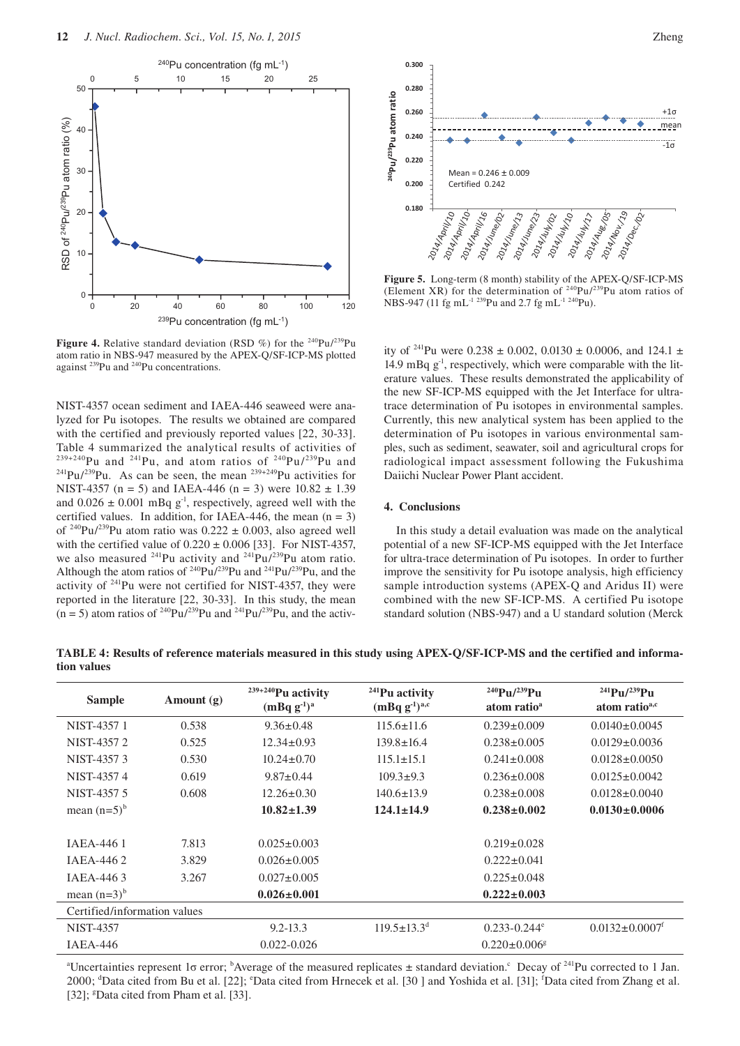**Figure 4.** Relative standard deviation (RSD %) for the $^{240}Pu/^{239}Pu$ atom ratio in NBS-947 measured by the APEX-Q/SF-ICP-MS plotted against $^{239}Pu$ and $^{240}Pu$ concentrations.

**Figure 5.** Long-term (8 month) stability of the APEX-Q/SF-ICP-MS (Element XR) for the determination of $^{240}Pu/^{239}Pu$ atom ratios of NBS-947 (11 fg mL$^{-1}$ $^{239}Pu$ and 2.7 fg mL$^{-1}$ $^{240}Pu$).

NIST-4357 ocean sediment and IAEA-446 seaweed were analyzed for Pu isotopes. The results we obtained are compared with the certified and previously reported values [22, 30-33]. Table 4 summarized the analytical results of activities of $^{239+240}Pu$ and $^{241}Pu$, and atom ratios of $^{240}Pu/^{239}Pu$ and $^{241}Pu/^{239}Pu$. As can be seen, the mean $^{239+249}Pu$ activities for NIST-4357 (n = 5) and IAEA-446 (n = 3) were 10.82 ± 1.39 and 0.026 ± 0.001 mBq g$^{-1}$, respectively, agreed well with the certified values. In addition, for IAEA-446, the mean (n = 3) of $^{240}Pu/^{239}Pu$ atom ratio was 0.222 ± 0.003, also agreed well with the certified value of 0.220 ± 0.006 [33]. For NIST-4357, we also measured $^{241}Pu$ activity and $^{241}Pu/^{239}Pu$ atom ratio. Although the atom ratios of $^{240}Pu/^{239}Pu$ and $^{241}Pu/^{239}Pu$, and the activity of $^{241}Pu$ were not certified for NIST-4357, they were reported in the literature [22, 30-33]. In this study, the mean (n = 5) atom ratios of $^{240}Pu/^{239}Pu$ and $^{241}Pu/^{239}Pu$, and the activity of $^{241}Pu$ were 0.238 ± 0.002, 0.0130 ± 0.0006, and 124.1 ± 14.9 mBq g$^{-1}$, respectively, which were comparable with the literature values. These results demonstrated the applicability of the new SF-ICP-MS equipped with the Jet Interface for ultra-trace determination of Pu isotopes in environmental samples. Currently, this new analytical system has been applied to the determination of Pu isotopes in various environmental samples, such as sediment, seawater, soil and agricultural crops for radiological impact assessment following the Fukushima Daiichi Nuclear Power Plant accident.

## 4. Conclusions

In this study a detail evaluation was made on the analytical potential of a new SF-ICP-MS equipped with the Jet Interface for ultra-trace determination of Pu isotopes. In order to further improve the sensitivity for Pu isotope analysis, high efficiency sample introduction systems (APEX-Q and Aridus II) were combined with the new SF-ICP-MS. A certified Pu isotope standard solution (NBS-947) and a U standard solution (Merck

**TABLE 4: Results of reference materials measured in this study using APEX-Q/SF-ICP-MS and the certified and information values**

| Sample | Amount (g) | $^{239+240}Pu$ activity (mBq g$^{-1}$)[a] | $^{241}Pu$ activity (mBq g$^{-1}$)[a,c] | $^{240}Pu/^{239}Pu$ atom ratio[a] | $^{241}Pu/^{239}Pu$ atom ratio[a,c] |
|---|---|---|---|---|---|
| NIST-4357 1 | 0.538 | 9.36±0.48 | 115.6±11.6 | 0.239±0.009 | 0.0140±0.0045 |
| NIST-4357 2 | 0.525 | 12.34±0.93 | 139.8±16.4 | 0.238±0.005 | 0.0129±0.0036 |
| NIST-4357 3 | 0.530 | 10.24±0.70 | 115.1±15.1 | 0.241±0.008 | 0.0128±0.0050 |
| NIST-4357 4 | 0.619 | 9.87±0.44 | 109.3±9.3 | 0.236±0.008 | 0.0125±0.0042 |
| NIST-4357 5 | 0.608 | 12.26±0.30 | 140.6±13.9 | 0.238±0.008 | 0.0128±0.0040 |
| mean (n=5)[b] | | **10.82±1.39** | **124.1±14.9** | **0.238±0.002** | **0.0130±0.0006** |
| | | | | | |
| IAEA-446 1 | 7.813 | 0.025±0.003 | | 0.219±0.028 | |
| IAEA-446 2 | 3.829 | 0.026±0.005 | | 0.222±0.041 | |
| IAEA-446 3 | 3.267 | 0.027±0.005 | | 0.225±0.048 | |
| mean (n=3)[b] | | **0.026±0.001** | | **0.222±0.003** | |
| Certified/information values | | | | | |
| NIST-4357 | | 9.2-13.3 | 119.5±13.3[d] | 0.233-0.244[e] | 0.0132±0.0007[f] |
| IAEA-446 | | 0.022-0.026 | | 0.220±0.006[g] | |

[a]Uncertainties represent 1σ error; [b]Average of the measured replicates ± standard deviation.[c] Decay of $^{241}Pu$ corrected to 1 Jan. 2000; [d]Data cited from Bu et al. [22]; [e]Data cited from Hrnecek et al. [30 ] and Yoshida et al. [31]; [f]Data cited from Zhang et al. [32]; [g]Data cited from Pham et al. [33].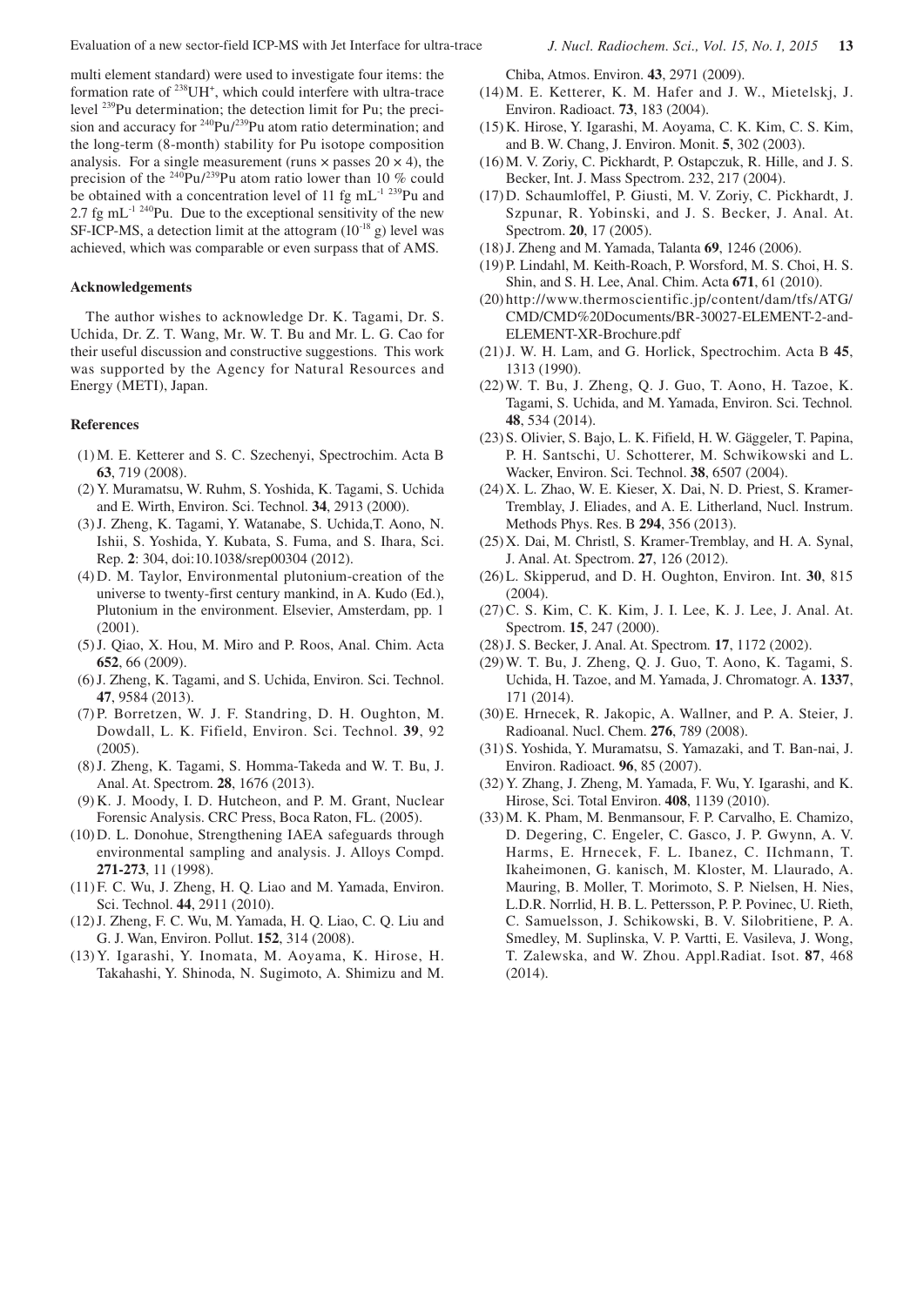multi element standard) were used to investigate four items: the formation rate of $^{238}UH^+$, which could interfere with ultra-trace level $^{239}Pu$ determination; the detection limit for Pu; the precision and accuracy for $^{240}Pu/^{239}Pu$ atom ratio determination; and the long-term (8-month) stability for Pu isotope composition analysis. For a single measurement (runs × passes $20 \times 4$), the precision of the $^{240}Pu/^{239}Pu$ atom ratio lower than 10 % could be obtained with a concentration level of 11 fg mL$^{-1}$ $^{239}Pu$ and 2.7 fg mL$^{-1}$ $^{240}Pu$. Due to the exceptional sensitivity of the new SF-ICP-MS, a detection limit at the attogram ($10^{-18}$ g) level was achieved, which was comparable or even surpass that of AMS.

### Acknowledgements

The author wishes to acknowledge Dr. K. Tagami, Dr. S. Uchida, Dr. Z. T. Wang, Mr. W. T. Bu and Mr. L. G. Cao for their useful discussion and constructive suggestions. This work was supported by the Agency for Natural Resources and Energy (METI), Japan.

### References

(1) M. E. Ketterer and S. C. Szechenyi, Spectrochim. Acta B **63**, 719 (2008).

(2) Y. Muramatsu, W. Ruhm, S. Yoshida, K. Tagami, S. Uchida and E. Wirth, Environ. Sci. Technol. **34**, 2913 (2000).

(3) J. Zheng, K. Tagami, Y. Watanabe, S. Uchida,T. Aono, N. Ishii, S. Yoshida, Y. Kubata, S. Fuma, and S. Ihara, Sci. Rep. **2**: 304, doi:10.1038/srep00304 (2012).

(4) D. M. Taylor, Environmental plutonium-creation of the universe to twenty-first century mankind, in A. Kudo (Ed.), Plutonium in the environment. Elsevier, Amsterdam, pp. 1 (2001).

(5) J. Qiao, X. Hou, M. Miro and P. Roos, Anal. Chim. Acta **652**, 66 (2009).

(6) J. Zheng, K. Tagami, and S. Uchida, Environ. Sci. Technol. **47**, 9584 (2013).

(7) P. Borretzen, W. J. F. Standring, D. H. Oughton, M. Dowdall, L. K. Fifield, Environ. Sci. Technol. **39**, 92 (2005).

(8) J. Zheng, K. Tagami, S. Homma-Takeda and W. T. Bu, J. Anal. At. Spectrom. **28**, 1676 (2013).

(9) K. J. Moody, I. D. Hutcheon, and P. M. Grant, Nuclear Forensic Analysis. CRC Press, Boca Raton, FL. (2005).

(10) D. L. Donohue, Strengthening IAEA safeguards through environmental sampling and analysis. J. Alloys Compd. **271-273**, 11 (1998).

(11) F. C. Wu, J. Zheng, H. Q. Liao and M. Yamada, Environ. Sci. Technol. **44**, 2911 (2010).

(12) J. Zheng, F. C. Wu, M. Yamada, H. Q. Liao, C. Q. Liu and G. J. Wan, Environ. Pollut. **152**, 314 (2008).

(13) Y. Igarashi, Y. Inomata, M. Aoyama, K. Hirose, H. Takahashi, Y. Shinoda, N. Sugimoto, A. Shimizu and M. Chiba, Atmos. Environ. **43**, 2971 (2009).

(14) M. E. Ketterer, K. M. Hafer and J. W., Mietelskj, J. Environ. Radioact. **73**, 183 (2004).

(15) K. Hirose, Y. Igarashi, M. Aoyama, C. K. Kim, C. S. Kim, and B. W. Chang, J. Environ. Monit. **5**, 302 (2003).

(16) M. V. Zoriy, C. Pickhardt, P. Ostapczuk, R. Hille, and J. S. Becker, Int. J. Mass Spectrom. 232, 217 (2004).

(17) D. Schaumloffel, P. Giusti, M. V. Zoriy, C. Pickhardt, J. Szpunar, R. Yobinski, and J. S. Becker, J. Anal. At. Spectrom. **20**, 17 (2005).

(18) J. Zheng and M. Yamada, Talanta **69**, 1246 (2006).

(19) P. Lindahl, M. Keith-Roach, P. Worsford, M. S. Choi, H. S. Shin, and S. H. Lee, Anal. Chim. Acta **671**, 61 (2010).

(20) http://www.thermoscientific.jp/content/dam/tfs/ATG/CMD/CMD%20Documents/BR-30027-ELEMENT-2-and-ELEMENT-XR-Brochure.pdf

(21) J. W. H. Lam, and G. Horlick, Spectrochim. Acta B **45**, 1313 (1990).

(22) W. T. Bu, J. Zheng, Q. J. Guo, T. Aono, H. Tazoe, K. Tagami, S. Uchida, and M. Yamada, Environ. Sci. Technol. **48**, 534 (2014).

(23) S. Olivier, S. Bajo, L. K. Fifield, H. W. Gäggeler, T. Papina, P. H. Santschi, U. Schotterer, M. Schwikowski and L. Wacker, Environ. Sci. Technol. **38**, 6507 (2004).

(24) X. L. Zhao, W. E. Kieser, X. Dai, N. D. Priest, S. Kramer-Tremblay, J. Eliades, and A. E. Litherland, Nucl. Instrum. Methods Phys. Res. B **294**, 356 (2013).

(25) X. Dai, M. Christl, S. Kramer-Tremblay, and H. A. Synal, J. Anal. At. Spectrom. **27**, 126 (2012).

(26) L. Skipperud, and D. H. Oughton, Environ. Int. **30**, 815 (2004).

(27) C. S. Kim, C. K. Kim, J. I. Lee, K. J. Lee, J. Anal. At. Spectrom. **15**, 247 (2000).

(28) J. S. Becker, J. Anal. At. Spectrom. **17**, 1172 (2002).

(29) W. T. Bu, J. Zheng, Q. J. Guo, T. Aono, K. Tagami, S. Uchida, H. Tazoe, and M. Yamada, J. Chromatogr. A. **1337**, 171 (2014).

(30) E. Hrnecek, R. Jakopic, A. Wallner, and P. A. Steier, J. Radioanal. Nucl. Chem. **276**, 789 (2008).

(31) S. Yoshida, Y. Muramatsu, S. Yamazaki, and T. Ban-nai, J. Environ. Radioact. **96**, 85 (2007).

(32) Y. Zhang, J. Zheng, M. Yamada, F. Wu, Y. Igarashi, and K. Hirose, Sci. Total Environ. **408**, 1139 (2010).

(33) M. K. Pham, M. Benmansour, F. P. Carvalho, E. Chamizo, D. Degering, C. Engeler, C. Gasco, J. P. Gwynn, A. V. Harms, E. Hrnecek, F. L. Ibanez, C. IIchmann, T. Ikaheimonen, G. kanisch, M. Kloster, M. Llaurado, A. Mauring, B. Moller, T. Morimoto, S. P. Nielsen, H. Nies, L.D.R. Norrlid, H. B. L. Pettersson, P. P. Povinec, U. Rieth, C. Samuelsson, J. Schikowski, B. V. Silobritiene, P. A. Smedley, M. Suplinska, V. P. Vartti, E. Vasileva, J. Wong, T. Zalewska, and W. Zhou. Appl.Radiat. Isot. **87**, 468 (2014).